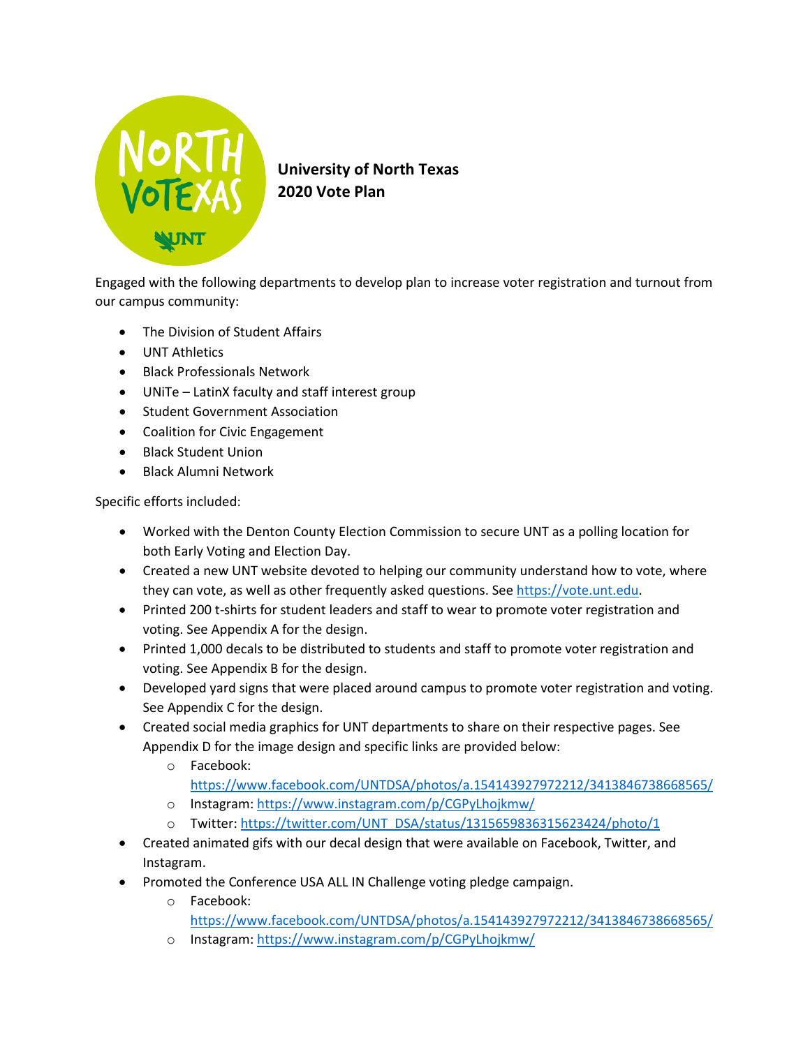**University of North Texas**
**2020 Vote Plan**

Engaged with the following departments to develop plan to increase voter registration and turnout from our campus community:

- The Division of Student Affairs
- UNT Athletics
- Black Professionals Network
- UNiTe – LatinX faculty and staff interest group
- Student Government Association
- Coalition for Civic Engagement
- Black Student Union
- Black Alumni Network

Specific efforts included:

- Worked with the Denton County Election Commission to secure UNT as a polling location for both Early Voting and Election Day.
- Created a new UNT website devoted to helping our community understand how to vote, where they can vote, as well as other frequently asked questions. See https://vote.unt.edu.
- Printed 200 t-shirts for student leaders and staff to wear to promote voter registration and voting. See Appendix A for the design.
- Printed 1,000 decals to be distributed to students and staff to promote voter registration and voting. See Appendix B for the design.
- Developed yard signs that were placed around campus to promote voter registration and voting. See Appendix C for the design.
- Created social media graphics for UNT departments to share on their respective pages. See Appendix D for the image design and specific links are provided below:
  - Facebook: https://www.facebook.com/UNTDSA/photos/a.154143927972212/3413846738668565/
  - Instagram: https://www.instagram.com/p/CGPyLhojkmw/
  - Twitter: https://twitter.com/UNT_DSA/status/1315659836315623424/photo/1
- Created animated gifs with our decal design that were available on Facebook, Twitter, and Instagram.
- Promoted the Conference USA ALL IN Challenge voting pledge campaign.
  - Facebook: https://www.facebook.com/UNTDSA/photos/a.154143927972212/3413846738668565/
  - Instagram: https://www.instagram.com/p/CGPyLhojkmw/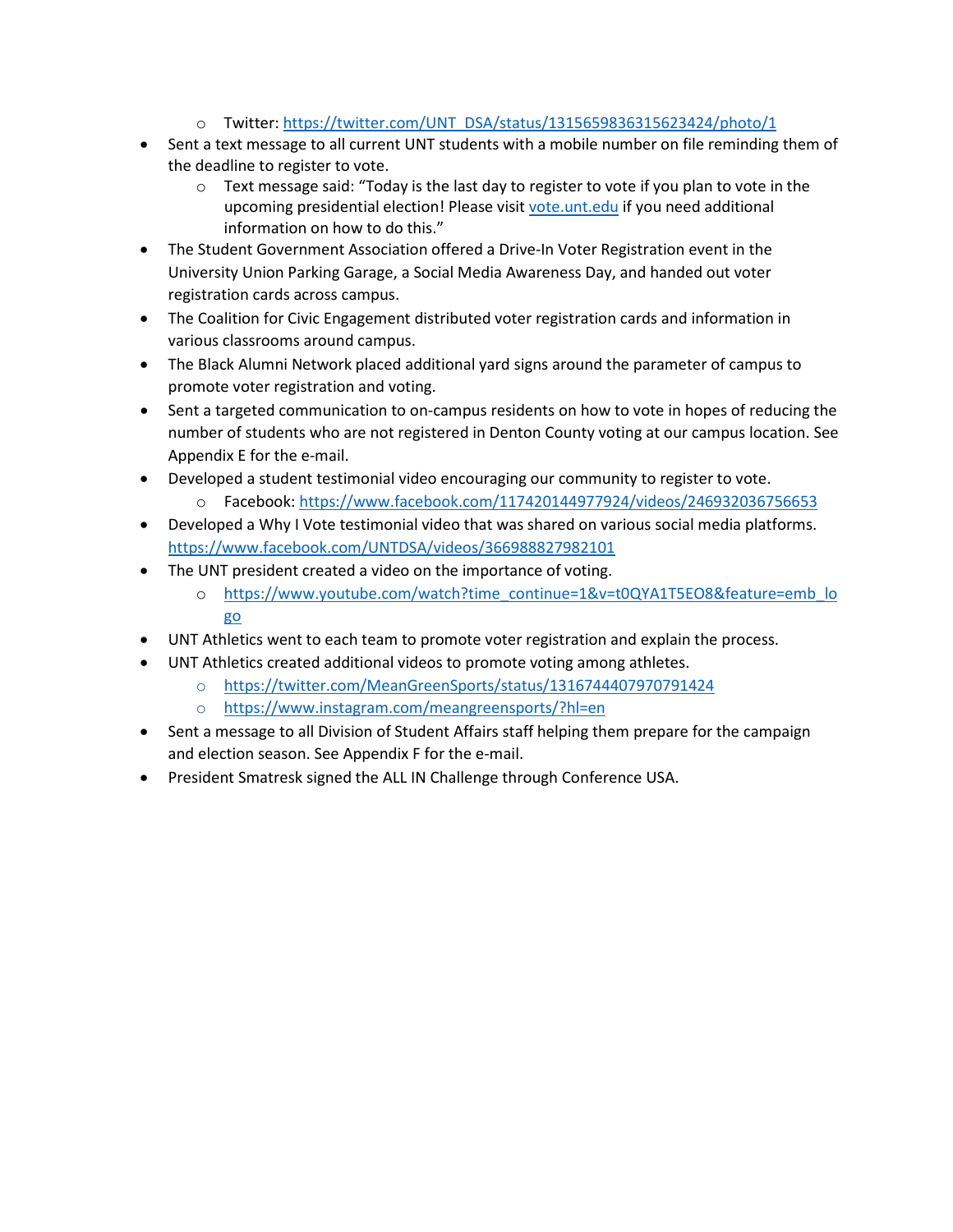- Twitter: https://twitter.com/UNT_DSA/status/1315659836315623424/photo/1
- Sent a text message to all current UNT students with a mobile number on file reminding them of the deadline to register to vote.
  - Text message said: "Today is the last day to register to vote if you plan to vote in the upcoming presidential election! Please visit vote.unt.edu if you need additional information on how to do this."
- The Student Government Association offered a Drive-In Voter Registration event in the University Union Parking Garage, a Social Media Awareness Day, and handed out voter registration cards across campus.
- The Coalition for Civic Engagement distributed voter registration cards and information in various classrooms around campus.
- The Black Alumni Network placed additional yard signs around the parameter of campus to promote voter registration and voting.
- Sent a targeted communication to on-campus residents on how to vote in hopes of reducing the number of students who are not registered in Denton County voting at our campus location. See Appendix E for the e-mail.
- Developed a student testimonial video encouraging our community to register to vote.
  - Facebook: https://www.facebook.com/117420144977924/videos/246932036756653
- Developed a Why I Vote testimonial video that was shared on various social media platforms. https://www.facebook.com/UNTDSA/videos/366988827982101
- The UNT president created a video on the importance of voting.
  - https://www.youtube.com/watch?time_continue=1&v=t0QYA1T5EO8&feature=emb_logo
- UNT Athletics went to each team to promote voter registration and explain the process.
- UNT Athletics created additional videos to promote voting among athletes.
  - https://twitter.com/MeanGreenSports/status/1316744407970791424
  - https://www.instagram.com/meangreensports/?hl=en
- Sent a message to all Division of Student Affairs staff helping them prepare for the campaign and election season. See Appendix F for the e-mail.
- President Smatresk signed the ALL IN Challenge through Conference USA.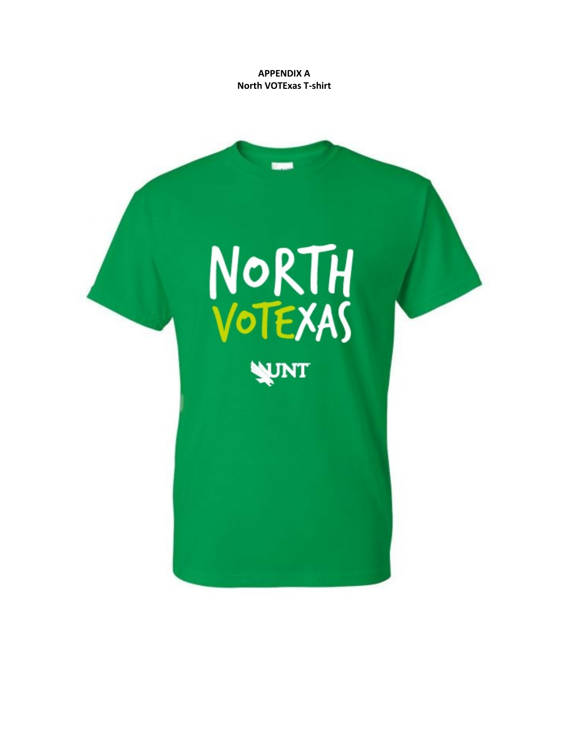**APPENDIX A**
**North VOTExas T-shirt**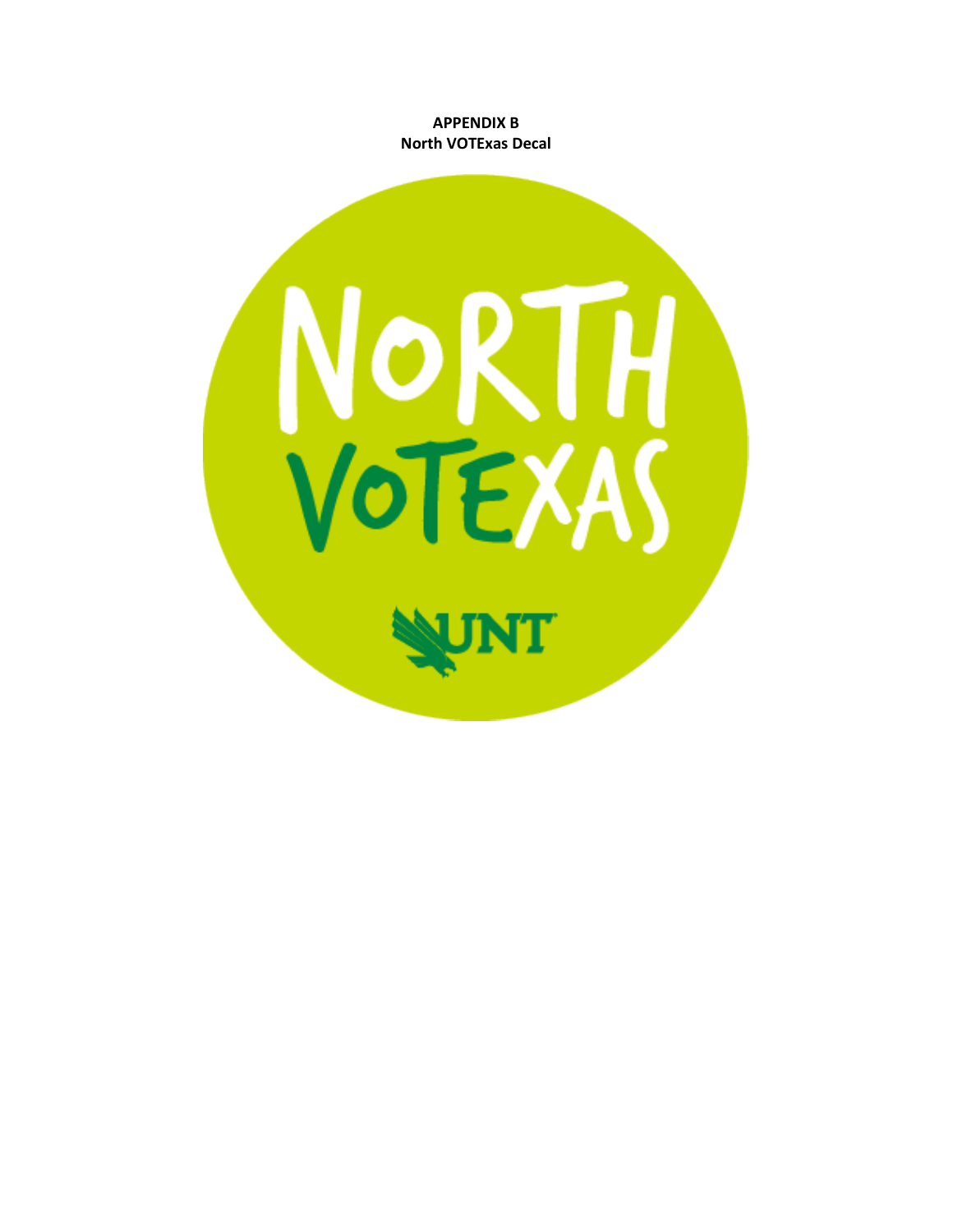**APPENDIX B**
**North VOTExas Decal**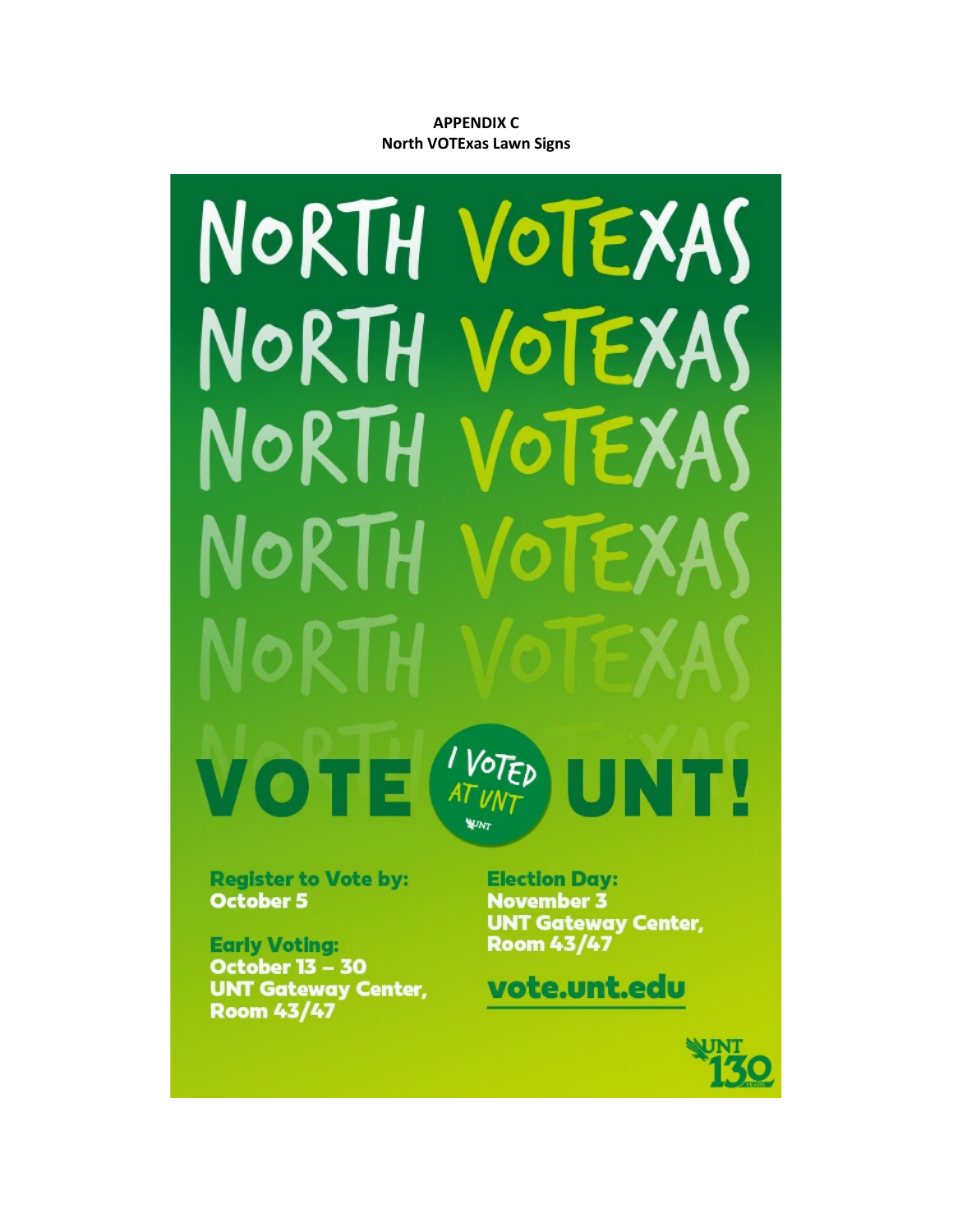**APPENDIX C**
**North VOTExas Lawn Signs**

NORTH VOTEXAS
NORTH VOTEXAS
NORTH VOTEXAS
NORTH VOTEXAS
NORTH VOTEXAS

# VOTE UNT!

I VOTED AT UNT

**Register to Vote by:**
**October 5**

**Early Voting:**
**October 13 – 30**
**UNT Gateway Center, Room 43/47**

**Election Day:**
**November 3**
**UNT Gateway Center, Room 43/47**

**vote.unt.edu**

UNT 130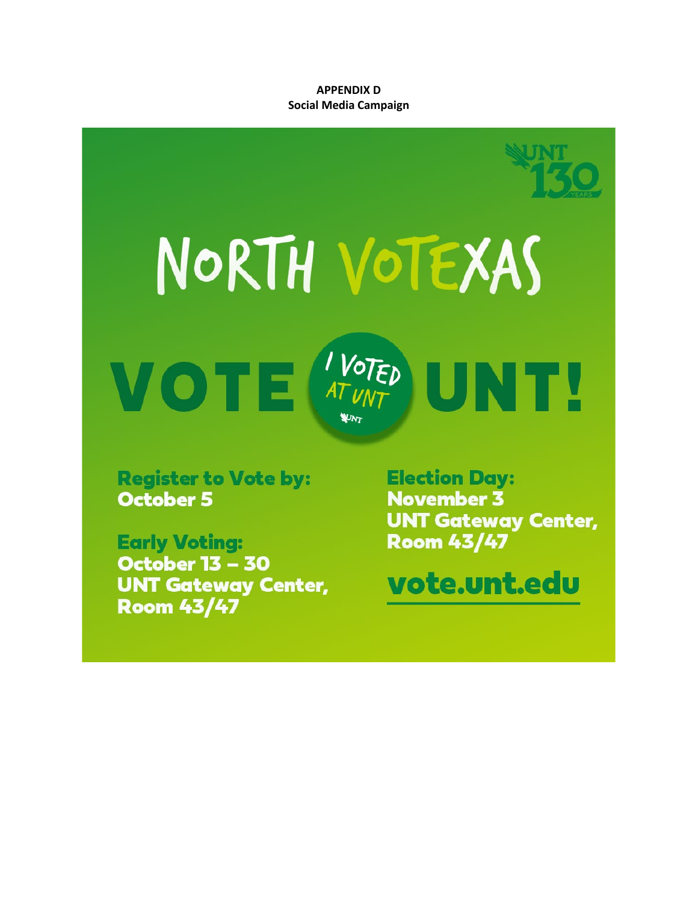**APPENDIX D**
**Social Media Campaign**

NORTH VOTEXAS

VOTE I VOTED AT UNT UNT!

**Register to Vote by:**
**October 5**

**Early Voting:**
**October 13 – 30**
**UNT Gateway Center, Room 43/47**

**Election Day:**
**November 3**
**UNT Gateway Center, Room 43/47**

**vote.unt.edu**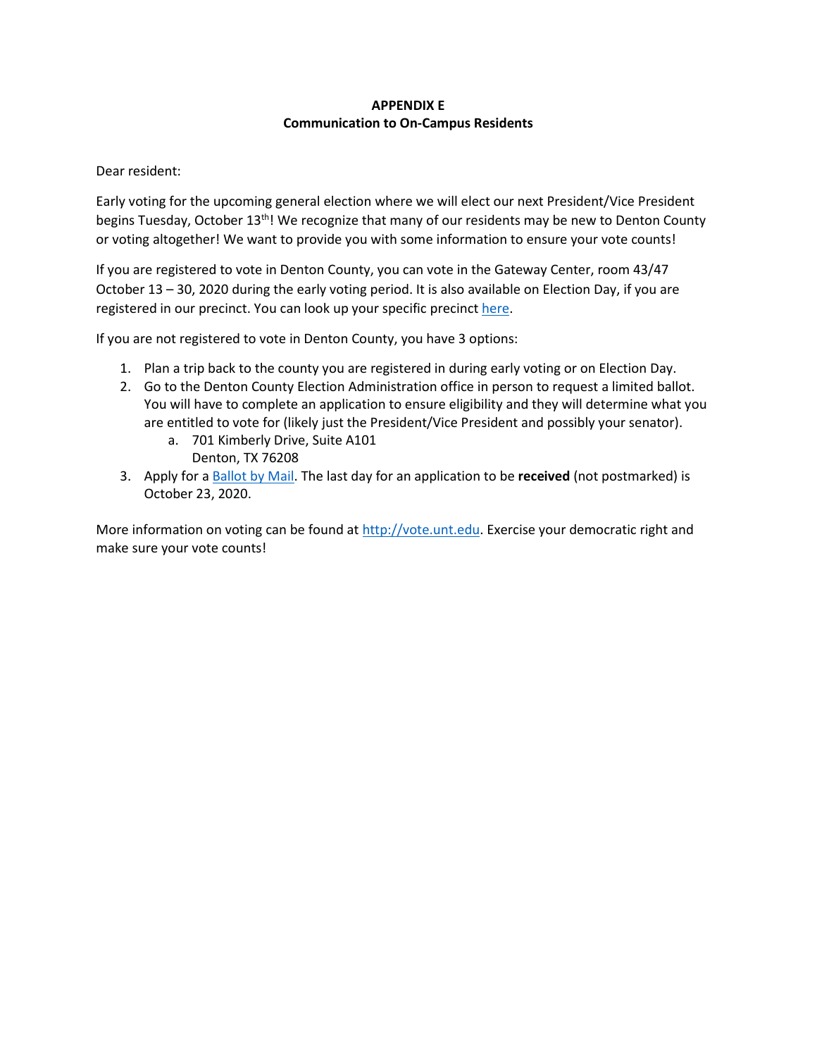## APPENDIX E
## Communication to On-Campus Residents

Dear resident:

Early voting for the upcoming general election where we will elect our next President/Vice President begins Tuesday, October 13th! We recognize that many of our residents may be new to Denton County or voting altogether! We want to provide you with some information to ensure your vote counts!

If you are registered to vote in Denton County, you can vote in the Gateway Center, room 43/47 October 13 – 30, 2020 during the early voting period. It is also available on Election Day, if you are registered in our precinct. You can look up your specific precinct here.

If you are not registered to vote in Denton County, you have 3 options:

1. Plan a trip back to the county you are registered in during early voting or on Election Day.
2. Go to the Denton County Election Administration office in person to request a limited ballot. You will have to complete an application to ensure eligibility and they will determine what you are entitled to vote for (likely just the President/Vice President and possibly your senator).
    a. 701 Kimberly Drive, Suite A101
       Denton, TX 76208
3. Apply for a Ballot by Mail. The last day for an application to be **received** (not postmarked) is October 23, 2020.

More information on voting can be found at http://vote.unt.edu. Exercise your democratic right and make sure your vote counts!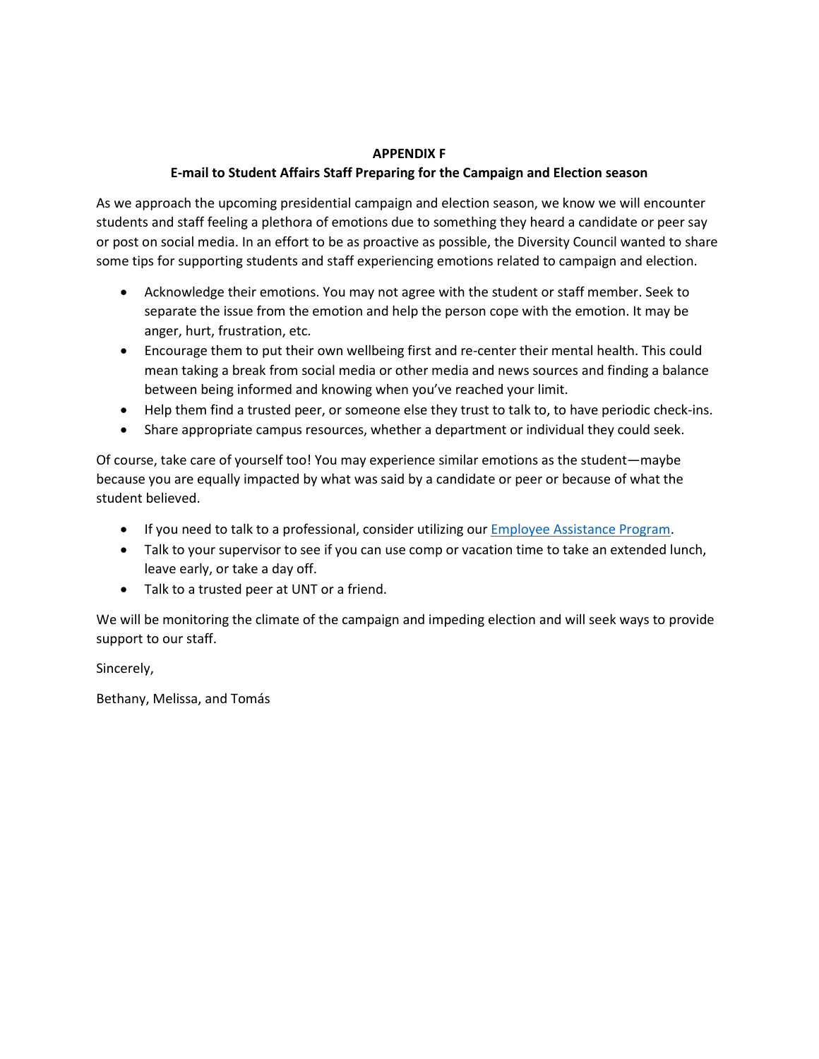**APPENDIX F**

**E-mail to Student Affairs Staff Preparing for the Campaign and Election season**

As we approach the upcoming presidential campaign and election season, we know we will encounter students and staff feeling a plethora of emotions due to something they heard a candidate or peer say or post on social media. In an effort to be as proactive as possible, the Diversity Council wanted to share some tips for supporting students and staff experiencing emotions related to campaign and election.

- Acknowledge their emotions. You may not agree with the student or staff member. Seek to separate the issue from the emotion and help the person cope with the emotion. It may be anger, hurt, frustration, etc.
- Encourage them to put their own wellbeing first and re-center their mental health. This could mean taking a break from social media or other media and news sources and finding a balance between being informed and knowing when you've reached your limit.
- Help them find a trusted peer, or someone else they trust to talk to, to have periodic check-ins.
- Share appropriate campus resources, whether a department or individual they could seek.

Of course, take care of yourself too! You may experience similar emotions as the student—maybe because you are equally impacted by what was said by a candidate or peer or because of what the student believed.

- If you need to talk to a professional, consider utilizing our Employee Assistance Program.
- Talk to your supervisor to see if you can use comp or vacation time to take an extended lunch, leave early, or take a day off.
- Talk to a trusted peer at UNT or a friend.

We will be monitoring the climate of the campaign and impeding election and will seek ways to provide support to our staff.

Sincerely,

Bethany, Melissa, and Tomás